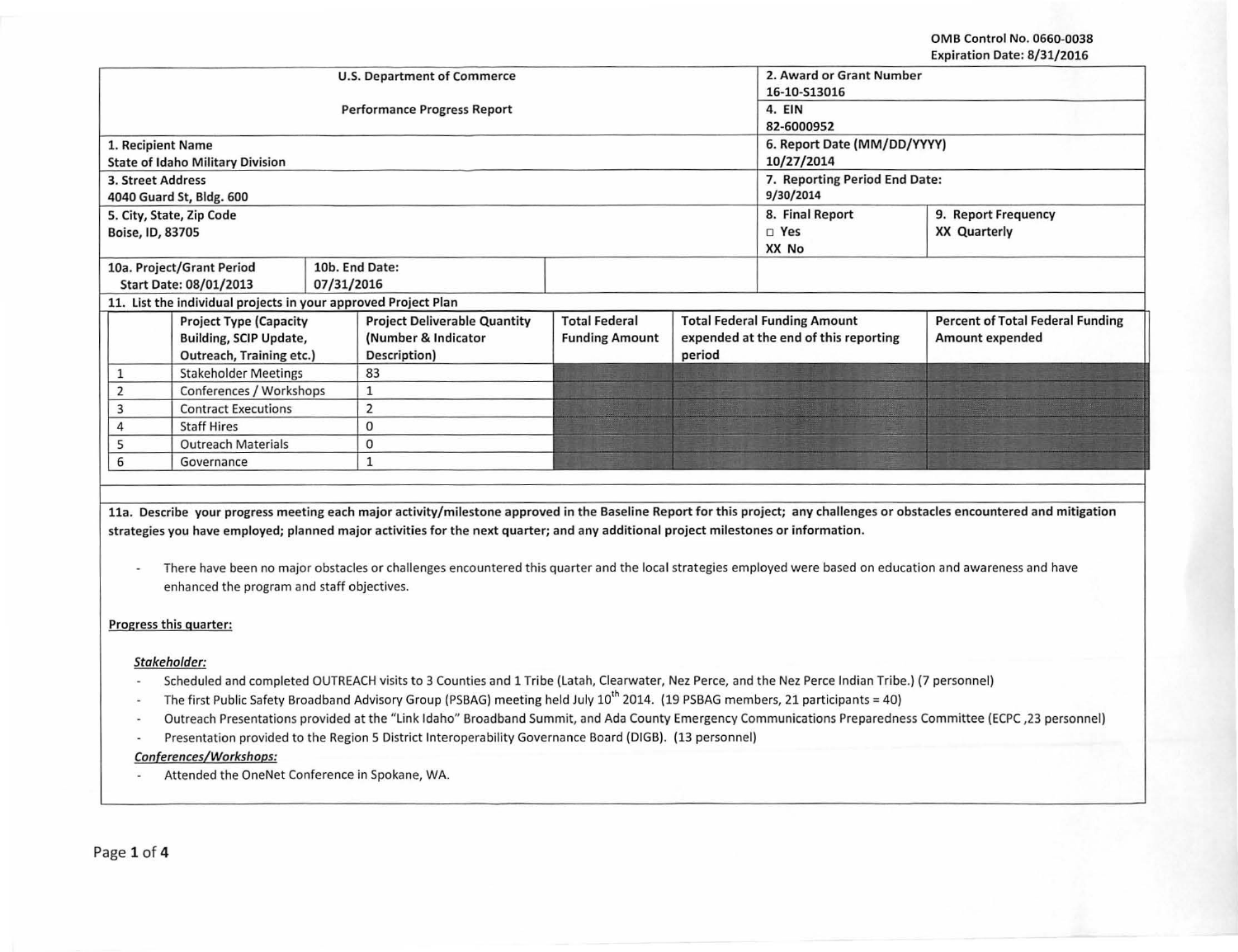OMB Control No. 0660-0038
Expiration Date: 8/31/2016

| U.S. Department of Commerce | | | 2. Award or Grant Number 16-10-S13016 | |
|---|---|---|---|---|
| Performance Progress Report | | | 4. EIN 82-6000952 | |
| 1. Recipient Name State of Idaho Military Division | | | 6. Report Date (MM/DD/YYYY) 10/27/2014 | |
| 3. Street Address 4040 Guard St, Bldg. 600 | | | 7. Reporting Period End Date: 9/30/2014 | |
| 5. City, State, Zip Code Boise, ID, 83705 | | | 8. Final Report □ Yes XX No | 9. Report Frequency XX Quarterly |
| 10a. Project/Grant Period Start Date: 08/01/2013 | 10b. End Date: 07/31/2016 | | | |

11. List the individual projects in your approved Project Plan

| | Project Type (Capacity Building, SCIP Update, Outreach, Training etc.) | Project Deliverable Quantity (Number & Indicator Description) | Total Federal Funding Amount | Total Federal Funding Amount expended at the end of this reporting period | Percent of Total Federal Funding Amount expended |
|---|---|---|---|---|---|
| 1 | Stakeholder Meetings | 83 | | | |
| 2 | Conferences / Workshops | 1 | | | |
| 3 | Contract Executions | 2 | | | |
| 4 | Staff Hires | 0 | | | |
| 5 | Outreach Materials | 0 | | | |
| 6 | Governance | 1 | | | |

**11a. Describe your progress meeting each major activity/milestone approved in the Baseline Report for this project; any challenges or obstacles encountered and mitigation strategies you have employed; planned major activities for the next quarter; and any additional project milestones or information.**

- There have been no major obstacles or challenges encountered this quarter and the local strategies employed were based on education and awareness and have enhanced the program and staff objectives.

**Progress this quarter:**

***Stakeholder:***

- Scheduled and completed OUTREACH visits to 3 Counties and 1 Tribe (Latah, Clearwater, Nez Perce, and the Nez Perce Indian Tribe.) (7 personnel)
- The first Public Safety Broadband Advisory Group (PSBAG) meeting held July 10th 2014. (19 PSBAG members, 21 participants = 40)
- Outreach Presentations provided at the "Link Idaho" Broadband Summit, and Ada County Emergency Communications Preparedness Committee (ECPC ,23 personnel)
- Presentation provided to the Region 5 District Interoperability Governance Board (DIGB). (13 personnel)

***Conferences/Workshops:***

- Attended the OneNet Conference in Spokane, WA.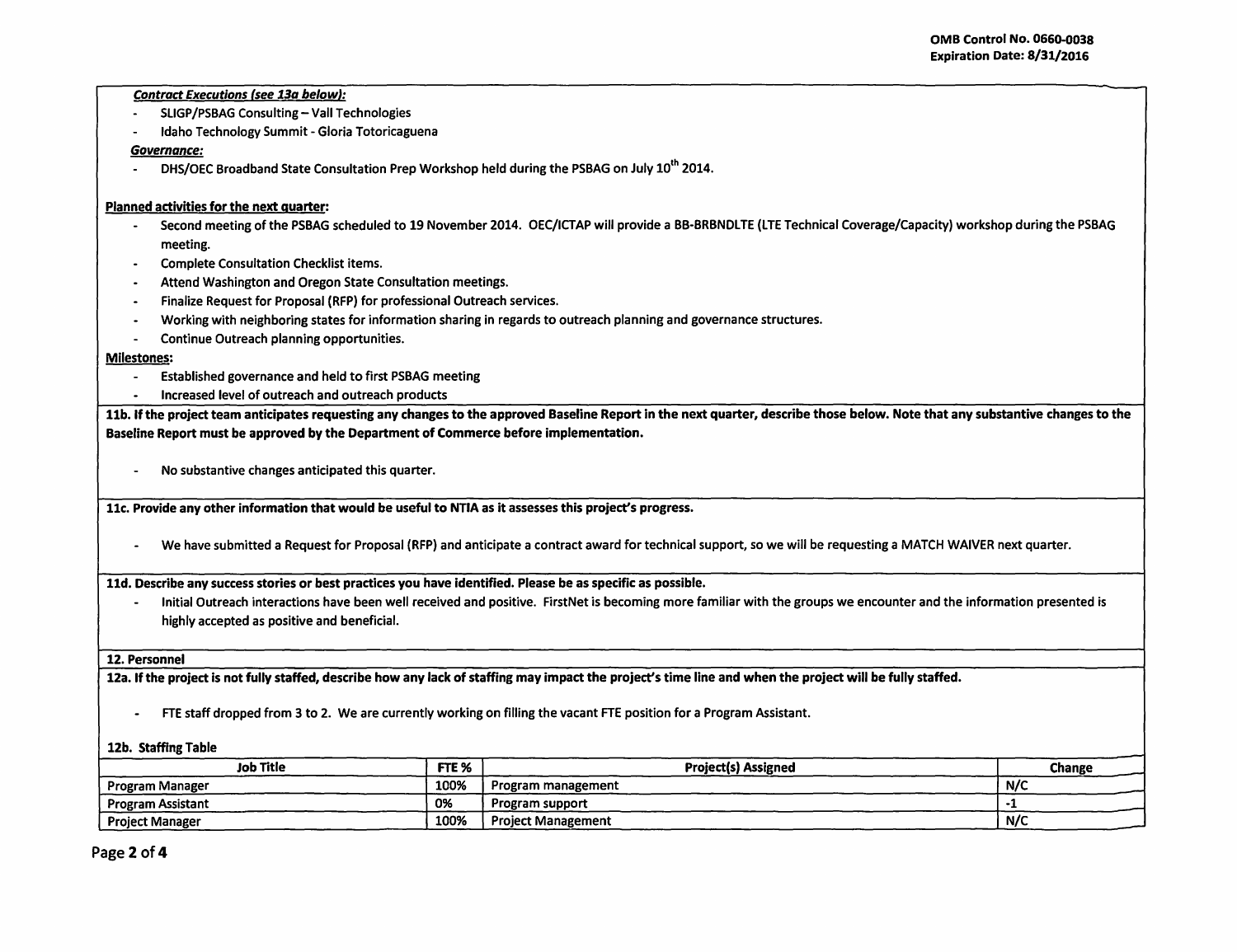OMB Control No. 0660-0038
Expiration Date: 8/31/2016

***Contract Executions (see 13a below):***

- SLIGP/PSBAG Consulting – Vall Technologies
- Idaho Technology Summit - Gloria Totoricaguena

***Governance:***

- DHS/OEC Broadband State Consultation Prep Workshop held during the PSBAG on July 10th 2014.

**Planned activities for the next quarter:**

- Second meeting of the PSBAG scheduled to 19 November 2014. OEC/ICTAP will provide a BB-BRBNDLTE (LTE Technical Coverage/Capacity) workshop during the PSBAG meeting.
- Complete Consultation Checklist items.
- Attend Washington and Oregon State Consultation meetings.
- Finalize Request for Proposal (RFP) for professional Outreach services.
- Working with neighboring states for information sharing in regards to outreach planning and governance structures.
- Continue Outreach planning opportunities.

**Milestones:**

- Established governance and held to first PSBAG meeting
- Increased level of outreach and outreach products

**11b. If the project team anticipates requesting any changes to the approved Baseline Report in the next quarter, describe those below. Note that any substantive changes to the Baseline Report must be approved by the Department of Commerce before implementation.**

- No substantive changes anticipated this quarter.

**11c. Provide any other information that would be useful to NTIA as it assesses this project's progress.**

- We have submitted a Request for Proposal (RFP) and anticipate a contract award for technical support, so we will be requesting a MATCH WAIVER next quarter.

**11d. Describe any success stories or best practices you have identified. Please be as specific as possible.**

- Initial Outreach interactions have been well received and positive. FirstNet is becoming more familiar with the groups we encounter and the information presented is highly accepted as positive and beneficial.

**12. Personnel**

**12a. If the project is not fully staffed, describe how any lack of staffing may impact the project's time line and when the project will be fully staffed.**

- FTE staff dropped from 3 to 2. We are currently working on filling the vacant FTE position for a Program Assistant.

**12b. Staffing Table**

| Job Title | FTE % | Project(s) Assigned | Change |
|---|---|---|---|
| Program Manager | 100% | Program management | N/C |
| Program Assistant | 0% | Program support | -1 |
| Project Manager | 100% | Project Management | N/C |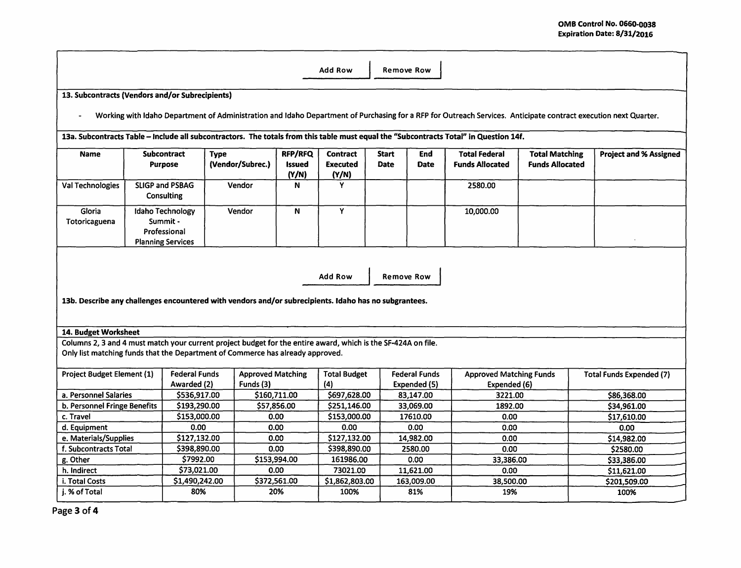Add Row | Remove Row

**13. Subcontracts (Vendors and/or Subrecipients)**

- Working with Idaho Department of Administration and Idaho Department of Purchasing for a RFP for Outreach Services. Anticipate contract execution next Quarter.

**13a. Subcontracts Table – Include all subcontractors. The totals from this table must equal the "Subcontracts Total" in Question 14f.**

| Name | Subcontract Purpose | Type (Vendor/Subrec.) | RFP/RFQ Issued (Y/N) | Contract Executed (Y/N) | Start Date | End Date | Total Federal Funds Allocated | Total Matching Funds Allocated | Project and % Assigned |
|---|---|---|---|---|---|---|---|---|---|
| Val Technologies | SLIGP and PSBAG Consulting | Vendor | N | Y | | | 2580.00 | | |
| Gloria Totoricaguena | Idaho Technology Summit - Professional Planning Services | Vendor | N | Y | | | 10,000.00 | | |

Add Row | Remove Row

**13b. Describe any challenges encountered with vendors and/or subrecipients. Idaho has no subgrantees.**

**14. Budget Worksheet**

Columns 2, 3 and 4 must match your current project budget for the entire award, which is the SF-424A on file.
Only list matching funds that the Department of Commerce has already approved.

| Project Budget Element (1) | Federal Funds Awarded (2) | Approved Matching Funds (3) | Total Budget (4) | Federal Funds Expended (5) | Approved Matching Funds Expended (6) | Total Funds Expended (7) |
|---|---|---|---|---|---|---|
| a. Personnel Salaries | $536,917.00 | $160,711.00 | $697,628.00 | 83,147.00 | 3221.00 | $86,368.00 |
| b. Personnel Fringe Benefits | $193,290.00 | $57,856.00 | $251,146.00 | 33,069.00 | 1892.00 | $34,961.00 |
| c. Travel | $153,000.00 | 0.00 | $153,000.00 | 17610.00 | 0.00 | $17,610.00 |
| d. Equipment | 0.00 | 0.00 | 0.00 | 0.00 | 0.00 | 0.00 |
| e. Materials/Supplies | $127,132.00 | 0.00 | $127,132.00 | 14,982.00 | 0.00 | $14,982.00 |
| f. Subcontracts Total | $398,890.00 | 0.00 | $398,890.00 | 2580.00 | 0.00 | $2580.00 |
| g. Other | $7992.00 | $153,994.00 | 161986.00 | 0.00 | 33,386.00 | $33,386.00 |
| h. Indirect | $73,021.00 | 0.00 | 73021.00 | 11,621.00 | 0.00 | $11,621.00 |
| i. Total Costs | $1,490,242.00 | $372,561.00 | $1,862,803.00 | 163,009.00 | 38,500.00 | $201,509.00 |
| j. % of Total | 80% | 20% | 100% | 81% | 19% | 100% |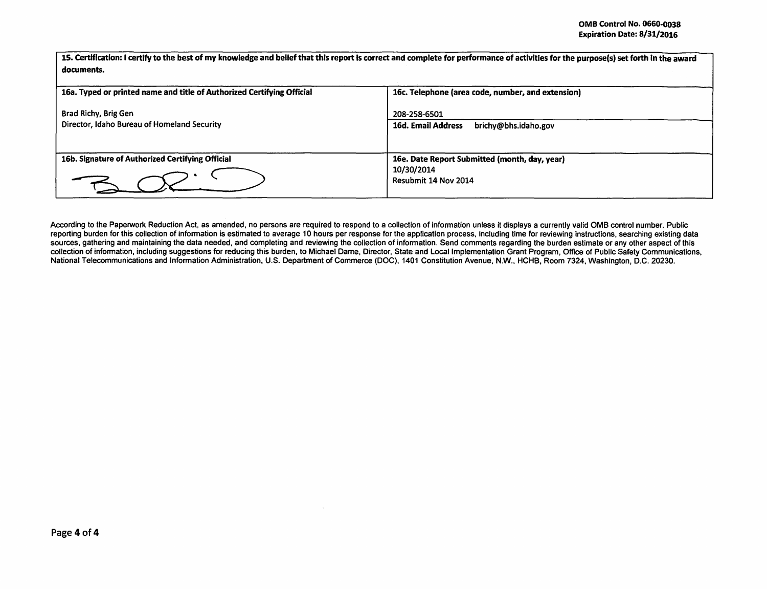**OMB Control No. 0660-0038**
**Expiration Date: 8/31/2016**

| **15. Certification: I certify to the best of my knowledge and belief that this report is correct and complete for performance of activities for the purpose(s) set forth in the award documents.** | |
|---|---|
| **16a. Typed or printed name and title of Authorized Certifying Official**<br><br>Brad Richy, Brig Gen<br>Director, Idaho Bureau of Homeland Security | **16c. Telephone (area code, number, and extension)**<br><br>208-258-6501 |
| | **16d. Email Address** brichy@bhs.idaho.gov |
| **16b. Signature of Authorized Certifying Official** | **16e. Date Report Submitted (month, day, year)**<br>10/30/2014<br>Resubmit 14 Nov 2014 |

According to the Paperwork Reduction Act, as amended, no persons are required to respond to a collection of information unless it displays a currently valid OMB control number. Public reporting burden for this collection of information is estimated to average 10 hours per response for the application process, including time for reviewing instructions, searching existing data sources, gathering and maintaining the data needed, and completing and reviewing the collection of information. Send comments regarding the burden estimate or any other aspect of this collection of information, including suggestions for reducing this burden, to Michael Dame, Director, State and Local Implementation Grant Program, Office of Public Safety Communications, National Telecommunications and Information Administration, U.S. Department of Commerce (DOC), 1401 Constitution Avenue, N.W., HCHB, Room 7324, Washington, D.C. 20230.